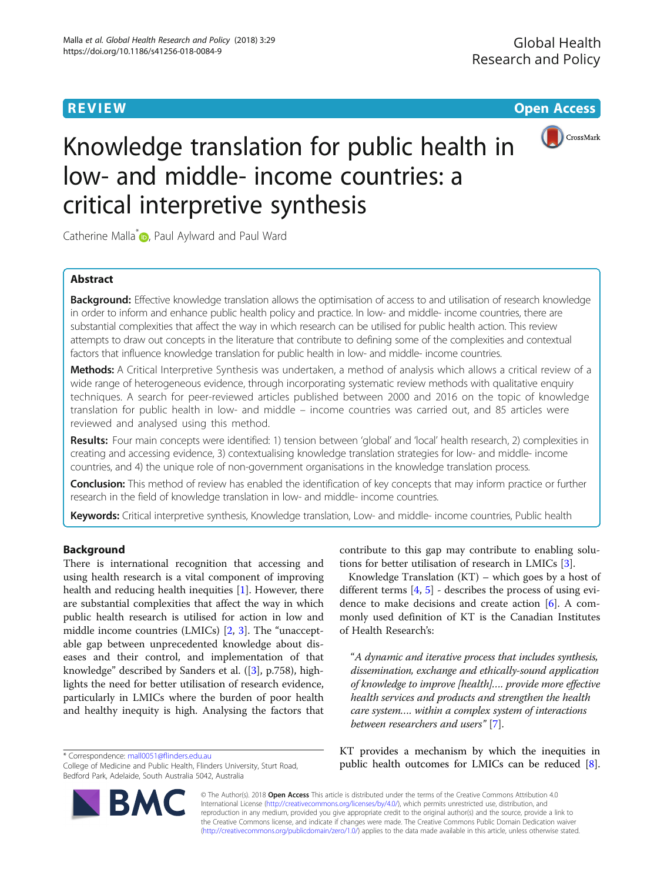REVIEW Open Access

# Knowledge translation for public health in low- and middle- income countries: a critical interpretive synthesis

Catherine Malla*, Paul Aylward and Paul Ward

## Abstract

**Background:** Effective knowledge translation allows the optimisation of access to and utilisation of research knowledge in order to inform and enhance public health policy and practice. In low- and middle- income countries, there are substantial complexities that affect the way in which research can be utilised for public health action. This review attempts to draw out concepts in the literature that contribute to defining some of the complexities and contextual factors that influence knowledge translation for public health in low- and middle- income countries.

**Methods:** A Critical Interpretive Synthesis was undertaken, a method of analysis which allows a critical review of a wide range of heterogeneous evidence, through incorporating systematic review methods with qualitative enquiry techniques. A search for peer-reviewed articles published between 2000 and 2016 on the topic of knowledge translation for public health in low- and middle – income countries was carried out, and 85 articles were reviewed and analysed using this method.

**Results:** Four main concepts were identified: 1) tension between 'global' and 'local' health research, 2) complexities in creating and accessing evidence, 3) contextualising knowledge translation strategies for low- and middle- income countries, and 4) the unique role of non-government organisations in the knowledge translation process.

**Conclusion:** This method of review has enabled the identification of key concepts that may inform practice or further research in the field of knowledge translation in low- and middle- income countries.

**Keywords:** Critical interpretive synthesis, Knowledge translation, Low- and middle- income countries, Public health

## Background

There is international recognition that accessing and using health research is a vital component of improving health and reducing health inequities [1]. However, there are substantial complexities that affect the way in which public health research is utilised for action in low and middle income countries (LMICs) [2, 3]. The "unacceptable gap between unprecedented knowledge about diseases and their control, and implementation of that knowledge" described by Sanders et al. ([3], p.758), highlights the need for better utilisation of research evidence, particularly in LMICs where the burden of poor health and healthy inequity is high. Analysing the factors that contribute to this gap may contribute to enabling solutions for better utilisation of research in LMICs [3].

Knowledge Translation (KT) – which goes by a host of different terms [4, 5] - describes the process of using evidence to make decisions and create action [6]. A commonly used definition of KT is the Canadian Institutes of Health Research's:

> "*A dynamic and iterative process that includes synthesis, dissemination, exchange and ethically-sound application of knowledge to improve [health]…. provide more effective health services and products and strengthen the health care system…. within a complex system of interactions between researchers and users*" [7].

KT provides a mechanism by which the inequities in public health outcomes for LMICs can be reduced [8].

* Correspondence: mall0051@flinders.edu.au
College of Medicine and Public Health, Flinders University, Sturt Road, Bedford Park, Adelaide, South Australia 5042, Australia

© The Author(s). 2018 **Open Access** This article is distributed under the terms of the Creative Commons Attribution 4.0 International License (http://creativecommons.org/licenses/by/4.0/), which permits unrestricted use, distribution, and reproduction in any medium, provided you give appropriate credit to the original author(s) and the source, provide a link to the Creative Commons license, and indicate if changes were made. The Creative Commons Public Domain Dedication waiver (http://creativecommons.org/publicdomain/zero/1.0/) applies to the data made available in this article, unless otherwise stated.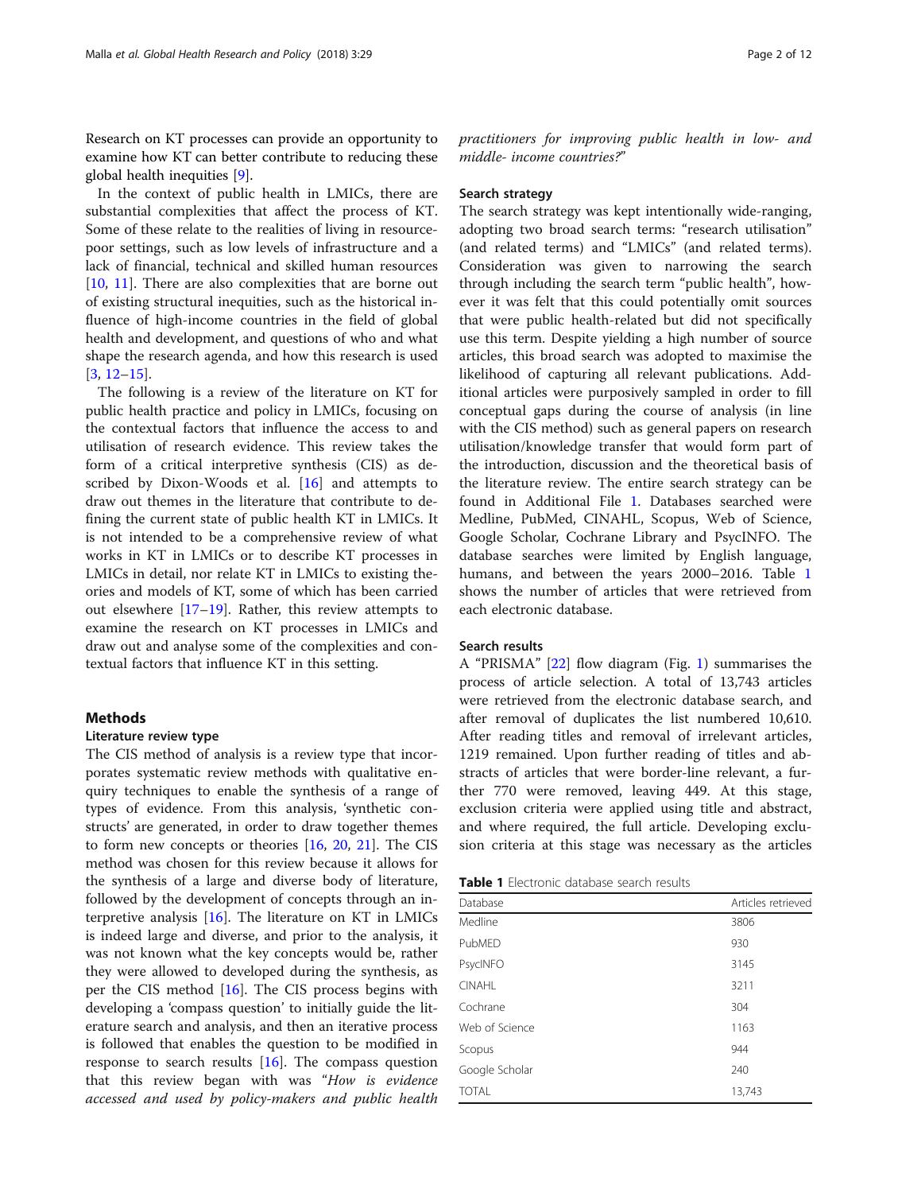Research on KT processes can provide an opportunity to examine how KT can better contribute to reducing these global health inequities [9].

In the context of public health in LMICs, there are substantial complexities that affect the process of KT. Some of these relate to the realities of living in resource-poor settings, such as low levels of infrastructure and a lack of financial, technical and skilled human resources [10, 11]. There are also complexities that are borne out of existing structural inequities, such as the historical influence of high-income countries in the field of global health and development, and questions of who and what shape the research agenda, and how this research is used [3, 12–15].

The following is a review of the literature on KT for public health practice and policy in LMICs, focusing on the contextual factors that influence the access to and utilisation of research evidence. This review takes the form of a critical interpretive synthesis (CIS) as described by Dixon-Woods et al. [16] and attempts to draw out themes in the literature that contribute to defining the current state of public health KT in LMICs. It is not intended to be a comprehensive review of what works in KT in LMICs or to describe KT processes in LMICs in detail, nor relate KT in LMICs to existing theories and models of KT, some of which has been carried out elsewhere [17–19]. Rather, this review attempts to examine the research on KT processes in LMICs and draw out and analyse some of the complexities and contextual factors that influence KT in this setting.

## Methods

### Literature review type

The CIS method of analysis is a review type that incorporates systematic review methods with qualitative enquiry techniques to enable the synthesis of a range of types of evidence. From this analysis, 'synthetic constructs' are generated, in order to draw together themes to form new concepts or theories [16, 20, 21]. The CIS method was chosen for this review because it allows for the synthesis of a large and diverse body of literature, followed by the development of concepts through an interpretive analysis [16]. The literature on KT in LMICs is indeed large and diverse, and prior to the analysis, it was not known what the key concepts would be, rather they were allowed to developed during the synthesis, as per the CIS method [16]. The CIS process begins with developing a 'compass question' to initially guide the literature search and analysis, and then an iterative process is followed that enables the question to be modified in response to search results [16]. The compass question that this review began with was "*How is evidence accessed and used by policy-makers and public health practitioners for improving public health in low- and middle- income countries?*"

### Search strategy

The search strategy was kept intentionally wide-ranging, adopting two broad search terms: "research utilisation" (and related terms) and "LMICs" (and related terms). Consideration was given to narrowing the search through including the search term "public health", however it was felt that this could potentially omit sources that were public health-related but did not specifically use this term. Despite yielding a high number of source articles, this broad search was adopted to maximise the likelihood of capturing all relevant publications. Additional articles were purposively sampled in order to fill conceptual gaps during the course of analysis (in line with the CIS method) such as general papers on research utilisation/knowledge transfer that would form part of the introduction, discussion and the theoretical basis of the literature review. The entire search strategy can be found in Additional File 1. Databases searched were Medline, PubMed, CINAHL, Scopus, Web of Science, Google Scholar, Cochrane Library and PsycINFO. The database searches were limited by English language, humans, and between the years 2000–2016. Table 1 shows the number of articles that were retrieved from each electronic database.

### Search results

A "PRISMA" [22] flow diagram (Fig. 1) summarises the process of article selection. A total of 13,743 articles were retrieved from the electronic database search, and after removal of duplicates the list numbered 10,610. After reading titles and removal of irrelevant articles, 1219 remained. Upon further reading of titles and abstracts of articles that were border-line relevant, a further 770 were removed, leaving 449. At this stage, exclusion criteria were applied using title and abstract, and where required, the full article. Developing exclusion criteria at this stage was necessary as the articles

**Table 1** Electronic database search results

| Database | Articles retrieved |
|---|---|
| Medline | 3806 |
| PubMED | 930 |
| PsycINFO | 3145 |
| CINAHL | 3211 |
| Cochrane | 304 |
| Web of Science | 1163 |
| Scopus | 944 |
| Google Scholar | 240 |
| TOTAL | 13,743 |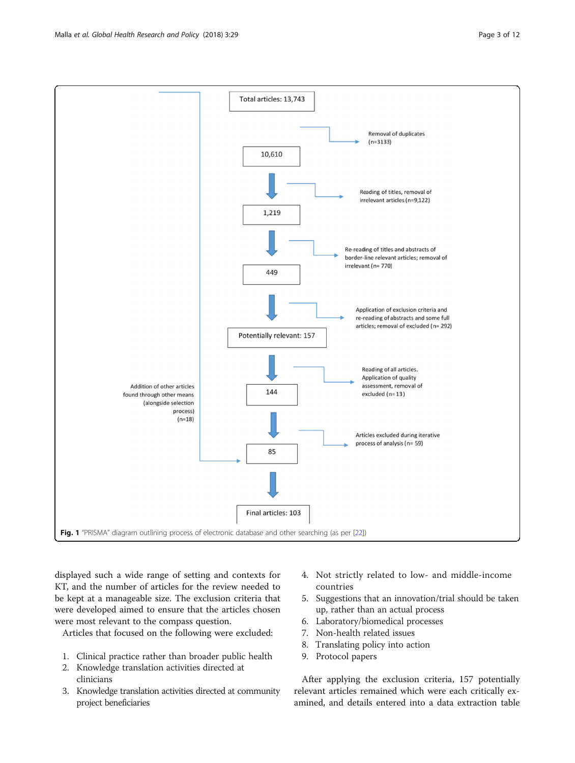Total articles: 13,743

Removal of duplicates (n=3133)

10,610

Reading of titles, removal of irrelevant articles (n=9,122)

1,219

Re-reading of titles and abstracts of border-line relevant articles; removal of irrelevant (n= 770)

449

Application of exclusion criteria and re-reading of abstracts and some full articles; removal of excluded (n= 292)

Potentially relevant: 157

Reading of all articles. Application of quality assessment, removal of excluded (n=13)

144

Articles excluded during iterative process of analysis (n= 59)

Addition of other articles found through other means (alongside selection process) (n=18)

85

Final articles: 103

**Fig. 1** "PRISMA" diagram outlining process of electronic database and other searching (as per [22])

displayed such a wide range of setting and contexts for KT, and the number of articles for the review needed to be kept at a manageable size. The exclusion criteria that were developed aimed to ensure that the articles chosen were most relevant to the compass question.

Articles that focused on the following were excluded:

1. Clinical practice rather than broader public health
2. Knowledge translation activities directed at clinicians
3. Knowledge translation activities directed at community project beneficiaries
4. Not strictly related to low- and middle-income countries
5. Suggestions that an innovation/trial should be taken up, rather than an actual process
6. Laboratory/biomedical processes
7. Non-health related issues
8. Translating policy into action
9. Protocol papers

After applying the exclusion criteria, 157 potentially relevant articles remained which were each critically examined, and details entered into a data extraction table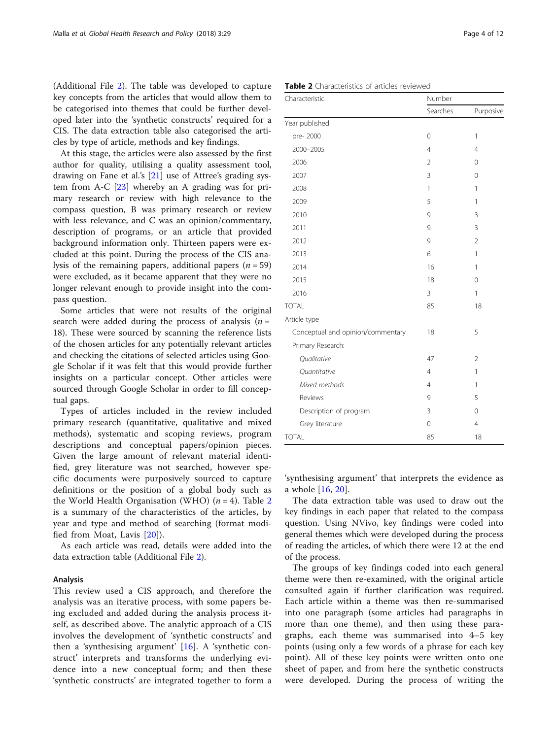(Additional File 2). The table was developed to capture key concepts from the articles that would allow them to be categorised into themes that could be further developed later into the 'synthetic constructs' required for a CIS. The data extraction table also categorised the articles by type of article, methods and key findings.

At this stage, the articles were also assessed by the first author for quality, utilising a quality assessment tool, drawing on Fane et al.'s [21] use of Attree's grading system from A-C [23] whereby an A grading was for primary research or review with high relevance to the compass question, B was primary research or review with less relevance, and C was an opinion/commentary, description of programs, or an article that provided background information only. Thirteen papers were excluded at this point. During the process of the CIS analysis of the remaining papers, additional papers ($n = 59$) were excluded, as it became apparent that they were no longer relevant enough to provide insight into the compass question.

Some articles that were not results of the original search were added during the process of analysis ($n = 18$). These were sourced by scanning the reference lists of the chosen articles for any potentially relevant articles and checking the citations of selected articles using Google Scholar if it was felt that this would provide further insights on a particular concept. Other articles were sourced through Google Scholar in order to fill conceptual gaps.

Types of articles included in the review included primary research (quantitative, qualitative and mixed methods), systematic and scoping reviews, program descriptions and conceptual papers/opinion pieces. Given the large amount of relevant material identified, grey literature was not searched, however specific documents were purposively sourced to capture definitions or the position of a global body such as the World Health Organisation (WHO) ($n = 4$). Table 2 is a summary of the characteristics of the articles, by year and type and method of searching (format modified from Moat, Lavis [20]).

As each article was read, details were added into the data extraction table (Additional File 2).

### Analysis

This review used a CIS approach, and therefore the analysis was an iterative process, with some papers being excluded and added during the analysis process itself, as described above. The analytic approach of a CIS involves the development of 'synthetic constructs' and then a 'synthesising argument' [16]. A 'synthetic construct' interprets and transforms the underlying evidence into a new conceptual form; and then these 'synthetic constructs' are integrated together to form a 'synthesising argument' that interprets the evidence as a whole [16, 20].

**Table 2** Characteristics of articles reviewed

| Characteristic | Number | |
|---|---|---|
| | Searches | Purposive |
| Year published | | |
| pre- 2000 | 0 | 1 |
| 2000–2005 | 4 | 4 |
| 2006 | 2 | 0 |
| 2007 | 3 | 0 |
| 2008 | 1 | 1 |
| 2009 | 5 | 1 |
| 2010 | 9 | 3 |
| 2011 | 9 | 3 |
| 2012 | 9 | 2 |
| 2013 | 6 | 1 |
| 2014 | 16 | 1 |
| 2015 | 18 | 0 |
| 2016 | 3 | 1 |
| TOTAL | 85 | 18 |
| Article type | | |
| Conceptual and opinion/commentary | 18 | 5 |
| Primary Research: | | |
| *Qualitative* | 47 | 2 |
| *Quantitative* | 4 | 1 |
| *Mixed methods* | 4 | 1 |
| Reviews | 9 | 5 |
| Description of program | 3 | 0 |
| Grey literature | 0 | 4 |
| TOTAL | 85 | 18 |

The data extraction table was used to draw out the key findings in each paper that related to the compass question. Using NVivo, key findings were coded into general themes which were developed during the process of reading the articles, of which there were 12 at the end of the process.

The groups of key findings coded into each general theme were then re-examined, with the original article consulted again if further clarification was required. Each article within a theme was then re-summarised into one paragraph (some articles had paragraphs in more than one theme), and then using these paragraphs, each theme was summarised into 4–5 key points (using only a few words of a phrase for each key point). All of these key points were written onto one sheet of paper, and from here the synthetic constructs were developed. During the process of writing the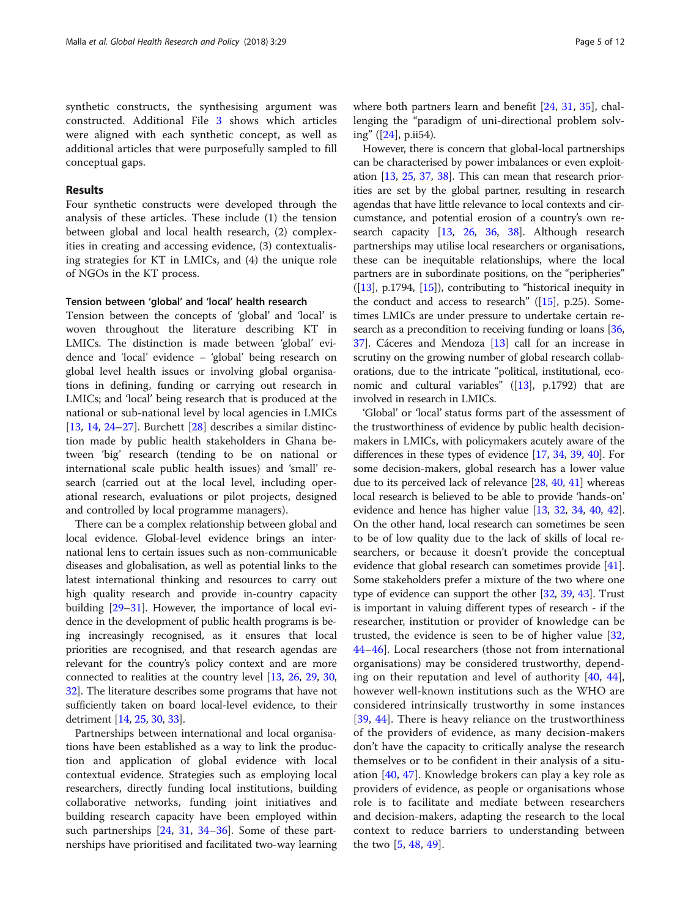synthetic constructs, the synthesising argument was constructed. Additional File 3 shows which articles were aligned with each synthetic concept, as well as additional articles that were purposefully sampled to fill conceptual gaps.

## Results

Four synthetic constructs were developed through the analysis of these articles. These include (1) the tension between global and local health research, (2) complexities in creating and accessing evidence, (3) contextualising strategies for KT in LMICs, and (4) the unique role of NGOs in the KT process.

### Tension between 'global' and 'local' health research

Tension between the concepts of 'global' and 'local' is woven throughout the literature describing KT in LMICs. The distinction is made between 'global' evidence and 'local' evidence – 'global' being research on global level health issues or involving global organisations in defining, funding or carrying out research in LMICs; and 'local' being research that is produced at the national or sub-national level by local agencies in LMICs [13, 14, 24–27]. Burchett [28] describes a similar distinction made by public health stakeholders in Ghana between 'big' research (tending to be on national or international scale public health issues) and 'small' research (carried out at the local level, including operational research, evaluations or pilot projects, designed and controlled by local programme managers).

There can be a complex relationship between global and local evidence. Global-level evidence brings an international lens to certain issues such as non-communicable diseases and globalisation, as well as potential links to the latest international thinking and resources to carry out high quality research and provide in-country capacity building [29–31]. However, the importance of local evidence in the development of public health programs is being increasingly recognised, as it ensures that local priorities are recognised, and that research agendas are relevant for the country's policy context and are more connected to realities at the country level [13, 26, 29, 30, 32]. The literature describes some programs that have not sufficiently taken on board local-level evidence, to their detriment [14, 25, 30, 33].

Partnerships between international and local organisations have been established as a way to link the production and application of global evidence with local contextual evidence. Strategies such as employing local researchers, directly funding local institutions, building collaborative networks, funding joint initiatives and building research capacity have been employed within such partnerships [24, 31, 34–36]. Some of these partnerships have prioritised and facilitated two-way learning where both partners learn and benefit [24, 31, 35], challenging the "paradigm of uni-directional problem solving" ([24], p.ii54).

However, there is concern that global-local partnerships can be characterised by power imbalances or even exploitation [13, 25, 37, 38]. This can mean that research priorities are set by the global partner, resulting in research agendas that have little relevance to local contexts and circumstance, and potential erosion of a country's own research capacity [13, 26, 36, 38]. Although research partnerships may utilise local researchers or organisations, these can be inequitable relationships, where the local partners are in subordinate positions, on the "peripheries" ([13], p.1794, [15]), contributing to "historical inequity in the conduct and access to research" ([15], p.25). Sometimes LMICs are under pressure to undertake certain research as a precondition to receiving funding or loans [36, 37]. Cáceres and Mendoza [13] call for an increase in scrutiny on the growing number of global research collaborations, due to the intricate "political, institutional, economic and cultural variables" ([13], p.1792) that are involved in research in LMICs.

'Global' or 'local' status forms part of the assessment of the trustworthiness of evidence by public health decision-makers in LMICs, with policymakers acutely aware of the differences in these types of evidence [17, 34, 39, 40]. For some decision-makers, global research has a lower value due to its perceived lack of relevance [28, 40, 41] whereas local research is believed to be able to provide 'hands-on' evidence and hence has higher value [13, 32, 34, 40, 42]. On the other hand, local research can sometimes be seen to be of low quality due to the lack of skills of local researchers, or because it doesn't provide the conceptual evidence that global research can sometimes provide [41]. Some stakeholders prefer a mixture of the two where one type of evidence can support the other [32, 39, 43]. Trust is important in valuing different types of research - if the researcher, institution or provider of knowledge can be trusted, the evidence is seen to be of higher value [32, 44–46]. Local researchers (those not from international organisations) may be considered trustworthy, depending on their reputation and level of authority [40, 44], however well-known institutions such as the WHO are considered intrinsically trustworthy in some instances [39, 44]. There is heavy reliance on the trustworthiness of the providers of evidence, as many decision-makers don't have the capacity to critically analyse the research themselves or to be confident in their analysis of a situation [40, 47]. Knowledge brokers can play a key role as providers of evidence, as people or organisations whose role is to facilitate and mediate between researchers and decision-makers, adapting the research to the local context to reduce barriers to understanding between the two [5, 48, 49].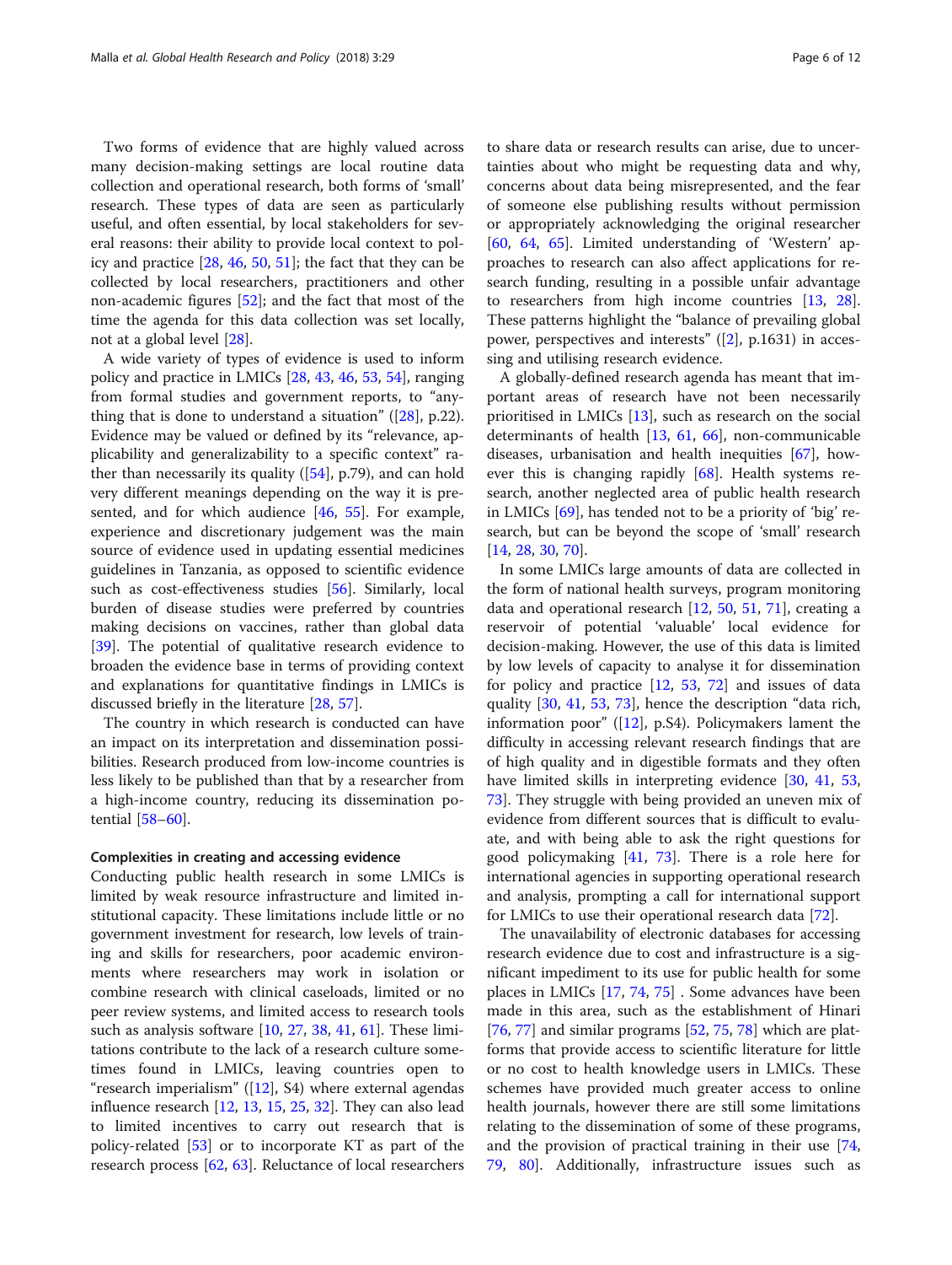Two forms of evidence that are highly valued across many decision-making settings are local routine data collection and operational research, both forms of 'small' research. These types of data are seen as particularly useful, and often essential, by local stakeholders for several reasons: their ability to provide local context to policy and practice [28, 46, 50, 51]; the fact that they can be collected by local researchers, practitioners and other non-academic figures [52]; and the fact that most of the time the agenda for this data collection was set locally, not at a global level [28].

A wide variety of types of evidence is used to inform policy and practice in LMICs [28, 43, 46, 53, 54], ranging from formal studies and government reports, to "anything that is done to understand a situation" ([28], p.22). Evidence may be valued or defined by its "relevance, applicability and generalizability to a specific context" rather than necessarily its quality ([54], p.79), and can hold very different meanings depending on the way it is presented, and for which audience [46, 55]. For example, experience and discretionary judgement was the main source of evidence used in updating essential medicines guidelines in Tanzania, as opposed to scientific evidence such as cost-effectiveness studies [56]. Similarly, local burden of disease studies were preferred by countries making decisions on vaccines, rather than global data [39]. The potential of qualitative research evidence to broaden the evidence base in terms of providing context and explanations for quantitative findings in LMICs is discussed briefly in the literature [28, 57].

The country in which research is conducted can have an impact on its interpretation and dissemination possibilities. Research produced from low-income countries is less likely to be published than that by a researcher from a high-income country, reducing its dissemination potential [58–60].

### Complexities in creating and accessing evidence

Conducting public health research in some LMICs is limited by weak resource infrastructure and limited institutional capacity. These limitations include little or no government investment for research, low levels of training and skills for researchers, poor academic environments where researchers may work in isolation or combine research with clinical caseloads, limited or no peer review systems, and limited access to research tools such as analysis software [10, 27, 38, 41, 61]. These limitations contribute to the lack of a research culture sometimes found in LMICs, leaving countries open to "research imperialism" ([12], S4) where external agendas influence research [12, 13, 15, 25, 32]. They can also lead to limited incentives to carry out research that is policy-related [53] or to incorporate KT as part of the research process [62, 63]. Reluctance of local researchers to share data or research results can arise, due to uncertainties about who might be requesting data and why, concerns about data being misrepresented, and the fear of someone else publishing results without permission or appropriately acknowledging the original researcher [60, 64, 65]. Limited understanding of 'Western' approaches to research can also affect applications for research funding, resulting in a possible unfair advantage to researchers from high income countries [13, 28]. These patterns highlight the "balance of prevailing global power, perspectives and interests" ([2], p.1631) in accessing and utilising research evidence.

A globally-defined research agenda has meant that important areas of research have not been necessarily prioritised in LMICs [13], such as research on the social determinants of health [13, 61, 66], non-communicable diseases, urbanisation and health inequities [67], however this is changing rapidly [68]. Health systems research, another neglected area of public health research in LMICs [69], has tended not to be a priority of 'big' research, but can be beyond the scope of 'small' research [14, 28, 30, 70].

In some LMICs large amounts of data are collected in the form of national health surveys, program monitoring data and operational research [12, 50, 51, 71], creating a reservoir of potential 'valuable' local evidence for decision-making. However, the use of this data is limited by low levels of capacity to analyse it for dissemination for policy and practice [12, 53, 72] and issues of data quality [30, 41, 53, 73], hence the description "data rich, information poor" ([12], p.S4). Policymakers lament the difficulty in accessing relevant research findings that are of high quality and in digestible formats and they often have limited skills in interpreting evidence [30, 41, 53, 73]. They struggle with being provided an uneven mix of evidence from different sources that is difficult to evaluate, and with being able to ask the right questions for good policymaking [41, 73]. There is a role here for international agencies in supporting operational research and analysis, prompting a call for international support for LMICs to use their operational research data [72].

The unavailability of electronic databases for accessing research evidence due to cost and infrastructure is a significant impediment to its use for public health for some places in LMICs [17, 74, 75] . Some advances have been made in this area, such as the establishment of Hinari [76, 77] and similar programs [52, 75, 78] which are platforms that provide access to scientific literature for little or no cost to health knowledge users in LMICs. These schemes have provided much greater access to online health journals, however there are still some limitations relating to the dissemination of some of these programs, and the provision of practical training in their use [74, 79, 80]. Additionally, infrastructure issues such as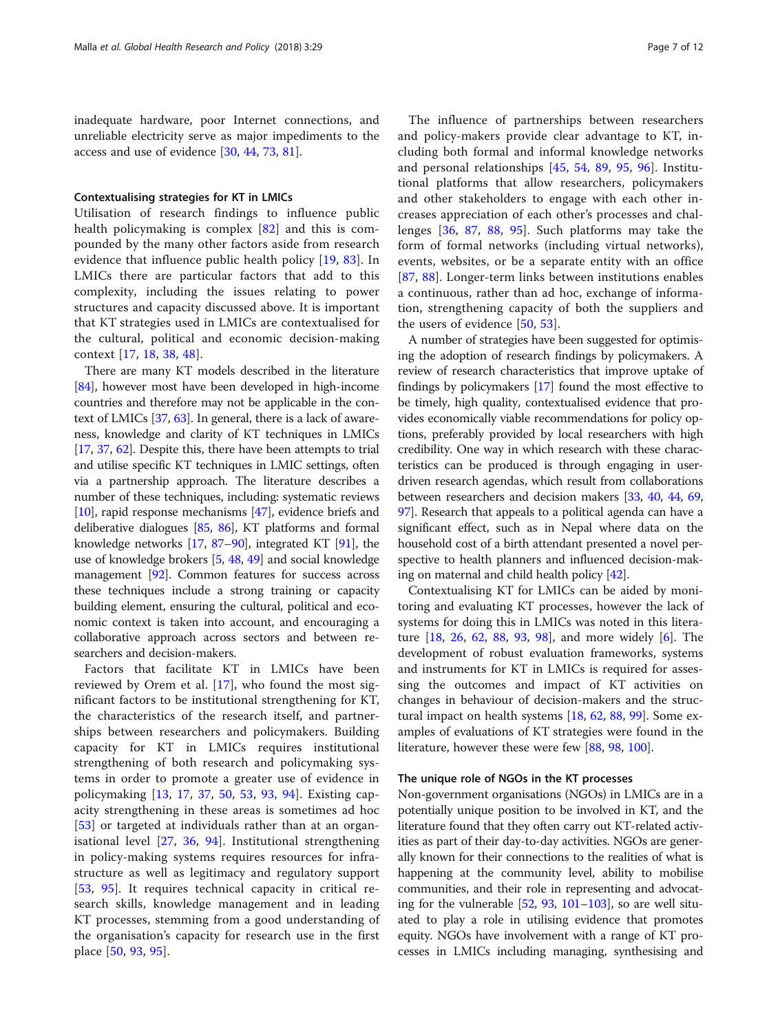inadequate hardware, poor Internet connections, and unreliable electricity serve as major impediments to the access and use of evidence [30, 44, 73, 81].

### Contextualising strategies for KT in LMICs

Utilisation of research findings to influence public health policymaking is complex [82] and this is compounded by the many other factors aside from research evidence that influence public health policy [19, 83]. In LMICs there are particular factors that add to this complexity, including the issues relating to power structures and capacity discussed above. It is important that KT strategies used in LMICs are contextualised for the cultural, political and economic decision-making context [17, 18, 38, 48].

There are many KT models described in the literature [84], however most have been developed in high-income countries and therefore may not be applicable in the context of LMICs [37, 63]. In general, there is a lack of awareness, knowledge and clarity of KT techniques in LMICs [17, 37, 62]. Despite this, there have been attempts to trial and utilise specific KT techniques in LMIC settings, often via a partnership approach. The literature describes a number of these techniques, including: systematic reviews [10], rapid response mechanisms [47], evidence briefs and deliberative dialogues [85, 86], KT platforms and formal knowledge networks [17, 87–90], integrated KT [91], the use of knowledge brokers [5, 48, 49] and social knowledge management [92]. Common features for success across these techniques include a strong training or capacity building element, ensuring the cultural, political and economic context is taken into account, and encouraging a collaborative approach across sectors and between researchers and decision-makers.

Factors that facilitate KT in LMICs have been reviewed by Orem et al. [17], who found the most significant factors to be institutional strengthening for KT, the characteristics of the research itself, and partnerships between researchers and policymakers. Building capacity for KT in LMICs requires institutional strengthening of both research and policymaking systems in order to promote a greater use of evidence in policymaking [13, 17, 37, 50, 53, 93, 94]. Existing capacity strengthening in these areas is sometimes ad hoc [53] or targeted at individuals rather than at an organisational level [27, 36, 94]. Institutional strengthening in policy-making systems requires resources for infrastructure as well as legitimacy and regulatory support [53, 95]. It requires technical capacity in critical research skills, knowledge management and in leading KT processes, stemming from a good understanding of the organisation's capacity for research use in the first place [50, 93, 95].

The influence of partnerships between researchers and policy-makers provide clear advantage to KT, including both formal and informal knowledge networks and personal relationships [45, 54, 89, 95, 96]. Institutional platforms that allow researchers, policymakers and other stakeholders to engage with each other increases appreciation of each other's processes and challenges [36, 87, 88, 95]. Such platforms may take the form of formal networks (including virtual networks), events, websites, or be a separate entity with an office [87, 88]. Longer-term links between institutions enables a continuous, rather than ad hoc, exchange of information, strengthening capacity of both the suppliers and the users of evidence [50, 53].

A number of strategies have been suggested for optimising the adoption of research findings by policymakers. A review of research characteristics that improve uptake of findings by policymakers [17] found the most effective to be timely, high quality, contextualised evidence that provides economically viable recommendations for policy options, preferably provided by local researchers with high credibility. One way in which research with these characteristics can be produced is through engaging in user-driven research agendas, which result from collaborations between researchers and decision makers [33, 40, 44, 69, 97]. Research that appeals to a political agenda can have a significant effect, such as in Nepal where data on the household cost of a birth attendant presented a novel perspective to health planners and influenced decision-making on maternal and child health policy [42].

Contextualising KT for LMICs can be aided by monitoring and evaluating KT processes, however the lack of systems for doing this in LMICs was noted in this literature [18, 26, 62, 88, 93, 98], and more widely [6]. The development of robust evaluation frameworks, systems and instruments for KT in LMICs is required for assessing the outcomes and impact of KT activities on changes in behaviour of decision-makers and the structural impact on health systems [18, 62, 88, 99]. Some examples of evaluations of KT strategies were found in the literature, however these were few [88, 98, 100].

### The unique role of NGOs in the KT processes

Non-government organisations (NGOs) in LMICs are in a potentially unique position to be involved in KT, and the literature found that they often carry out KT-related activities as part of their day-to-day activities. NGOs are generally known for their connections to the realities of what is happening at the community level, ability to mobilise communities, and their role in representing and advocating for the vulnerable [52, 93, 101–103], so are well situated to play a role in utilising evidence that promotes equity. NGOs have involvement with a range of KT processes in LMICs including managing, synthesising and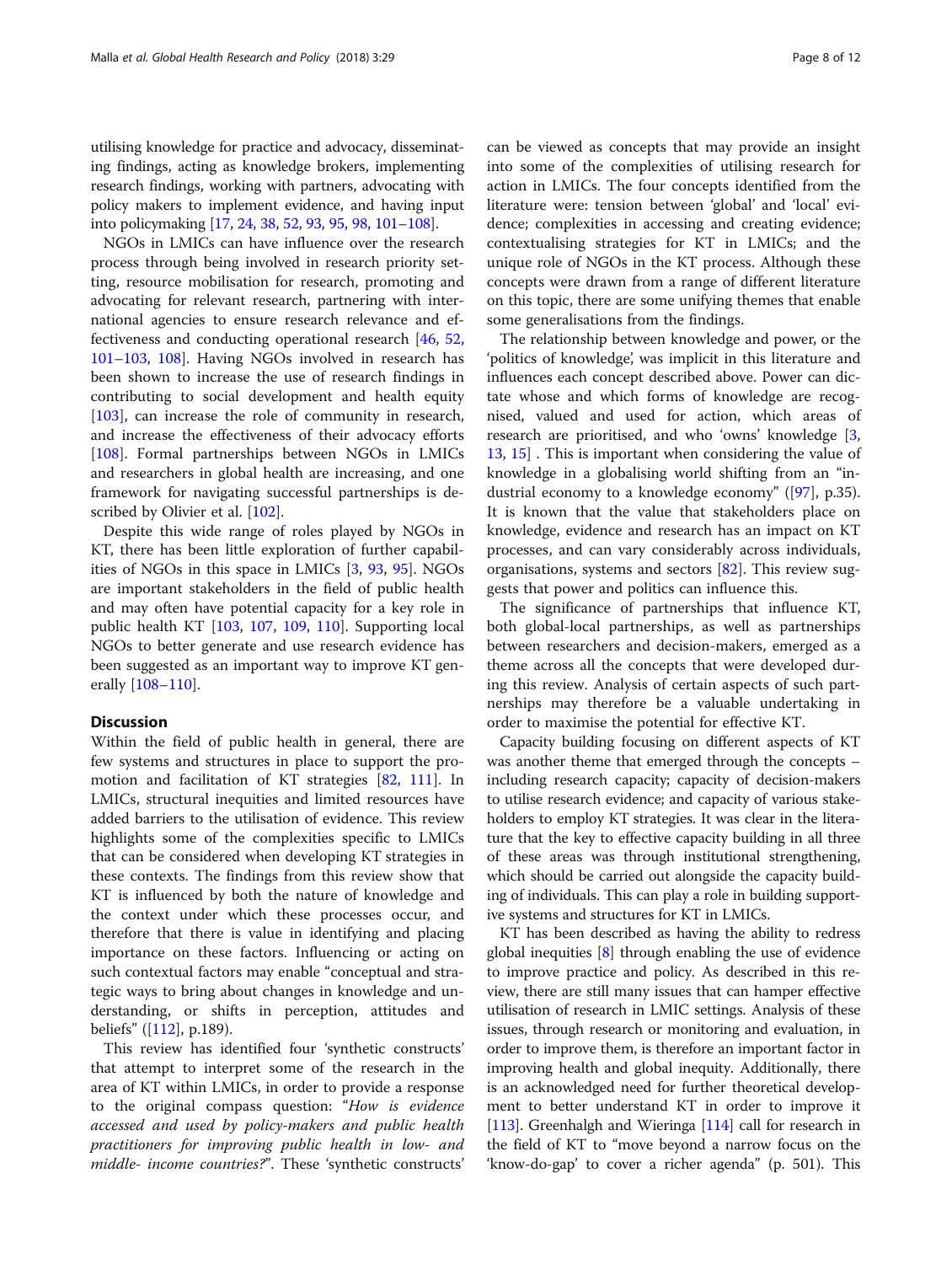utilising knowledge for practice and advocacy, disseminating findings, acting as knowledge brokers, implementing research findings, working with partners, advocating with policy makers to implement evidence, and having input into policymaking [17, 24, 38, 52, 93, 95, 98, 101–108].

NGOs in LMICs can have influence over the research process through being involved in research priority setting, resource mobilisation for research, promoting and advocating for relevant research, partnering with international agencies to ensure research relevance and effectiveness and conducting operational research [46, 52, 101–103, 108]. Having NGOs involved in research has been shown to increase the use of research findings in contributing to social development and health equity [103], can increase the role of community in research, and increase the effectiveness of their advocacy efforts [108]. Formal partnerships between NGOs in LMICs and researchers in global health are increasing, and one framework for navigating successful partnerships is described by Olivier et al. [102].

Despite this wide range of roles played by NGOs in KT, there has been little exploration of further capabilities of NGOs in this space in LMICs [3, 93, 95]. NGOs are important stakeholders in the field of public health and may often have potential capacity for a key role in public health KT [103, 107, 109, 110]. Supporting local NGOs to better generate and use research evidence has been suggested as an important way to improve KT generally [108–110].

## Discussion

Within the field of public health in general, there are few systems and structures in place to support the promotion and facilitation of KT strategies [82, 111]. In LMICs, structural inequities and limited resources have added barriers to the utilisation of evidence. This review highlights some of the complexities specific to LMICs that can be considered when developing KT strategies in these contexts. The findings from this review show that KT is influenced by both the nature of knowledge and the context under which these processes occur, and therefore that there is value in identifying and placing importance on these factors. Influencing or acting on such contextual factors may enable "conceptual and strategic ways to bring about changes in knowledge and understanding, or shifts in perception, attitudes and beliefs" ([112], p.189).

This review has identified four 'synthetic constructs' that attempt to interpret some of the research in the area of KT within LMICs, in order to provide a response to the original compass question: *"How is evidence accessed and used by policy-makers and public health practitioners for improving public health in low- and middle- income countries?"*. These 'synthetic constructs' can be viewed as concepts that may provide an insight into some of the complexities of utilising research for action in LMICs. The four concepts identified from the literature were: tension between 'global' and 'local' evidence; complexities in accessing and creating evidence; contextualising strategies for KT in LMICs; and the unique role of NGOs in the KT process. Although these concepts were drawn from a range of different literature on this topic, there are some unifying themes that enable some generalisations from the findings.

The relationship between knowledge and power, or the 'politics of knowledge', was implicit in this literature and influences each concept described above. Power can dictate whose and which forms of knowledge are recognised, valued and used for action, which areas of research are prioritised, and who 'owns' knowledge [3, 13, 15] . This is important when considering the value of knowledge in a globalising world shifting from an "industrial economy to a knowledge economy" ([97], p.35). It is known that the value that stakeholders place on knowledge, evidence and research has an impact on KT processes, and can vary considerably across individuals, organisations, systems and sectors [82]. This review suggests that power and politics can influence this.

The significance of partnerships that influence KT, both global-local partnerships, as well as partnerships between researchers and decision-makers, emerged as a theme across all the concepts that were developed during this review. Analysis of certain aspects of such partnerships may therefore be a valuable undertaking in order to maximise the potential for effective KT.

Capacity building focusing on different aspects of KT was another theme that emerged through the concepts – including research capacity; capacity of decision-makers to utilise research evidence; and capacity of various stakeholders to employ KT strategies. It was clear in the literature that the key to effective capacity building in all three of these areas was through institutional strengthening, which should be carried out alongside the capacity building of individuals. This can play a role in building supportive systems and structures for KT in LMICs.

KT has been described as having the ability to redress global inequities [8] through enabling the use of evidence to improve practice and policy. As described in this review, there are still many issues that can hamper effective utilisation of research in LMIC settings. Analysis of these issues, through research or monitoring and evaluation, in order to improve them, is therefore an important factor in improving health and global inequity. Additionally, there is an acknowledged need for further theoretical development to better understand KT in order to improve it [113]. Greenhalgh and Wieringa [114] call for research in the field of KT to "move beyond a narrow focus on the 'know-do-gap' to cover a richer agenda" (p. 501). This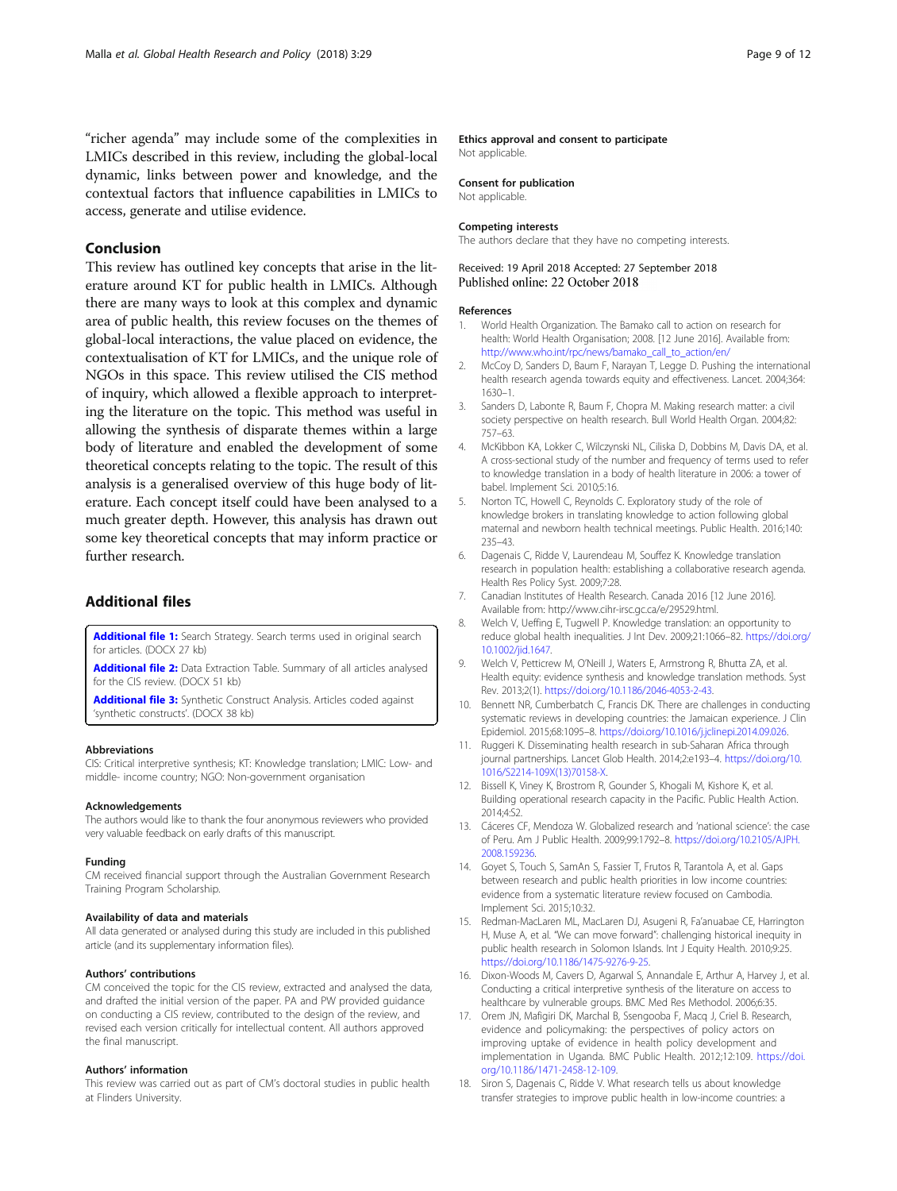"richer agenda" may include some of the complexities in LMICs described in this review, including the global-local dynamic, links between power and knowledge, and the contextual factors that influence capabilities in LMICs to access, generate and utilise evidence.

## Conclusion

This review has outlined key concepts that arise in the literature around KT for public health in LMICs. Although there are many ways to look at this complex and dynamic area of public health, this review focuses on the themes of global-local interactions, the value placed on evidence, the contextualisation of KT for LMICs, and the unique role of NGOs in this space. This review utilised the CIS method of inquiry, which allowed a flexible approach to interpreting the literature on the topic. This method was useful in allowing the synthesis of disparate themes within a large body of literature and enabled the development of some theoretical concepts relating to the topic. The result of this analysis is a generalised overview of this huge body of literature. Each concept itself could have been analysed to a much greater depth. However, this analysis has drawn out some key theoretical concepts that may inform practice or further research.

## Additional files

**Additional file 1:** Search Strategy. Search terms used in original search for articles. (DOCX 27 kb)

**Additional file 2:** Data Extraction Table. Summary of all articles analysed for the CIS review. (DOCX 51 kb)

**Additional file 3:** Synthetic Construct Analysis. Articles coded against 'synthetic constructs'. (DOCX 38 kb)

#### Abbreviations

CIS: Critical interpretive synthesis; KT: Knowledge translation; LMIC: Low- and middle- income country; NGO: Non-government organisation

#### Acknowledgements

The authors would like to thank the four anonymous reviewers who provided very valuable feedback on early drafts of this manuscript.

#### Funding

CM received financial support through the Australian Government Research Training Program Scholarship.

#### Availability of data and materials

All data generated or analysed during this study are included in this published article (and its supplementary information files).

#### Authors' contributions

CM conceived the topic for the CIS review, extracted and analysed the data, and drafted the initial version of the paper. PA and PW provided guidance on conducting a CIS review, contributed to the design of the review, and revised each version critically for intellectual content. All authors approved the final manuscript.

#### Authors' information

This review was carried out as part of CM's doctoral studies in public health at Flinders University.

#### Ethics approval and consent to participate

Not applicable.

#### Consent for publication

Not applicable.

#### Competing interests

The authors declare that they have no competing interests.

Received: 19 April 2018 Accepted: 27 September 2018
Published online: 22 October 2018

#### References

1. World Health Organization. The Bamako call to action on research for health: World Health Organisation; 2008. [12 June 2016]. Available from: http://www.who.int/rpc/news/bamako_call_to_action/en/
2. McCoy D, Sanders D, Baum F, Narayan T, Legge D. Pushing the international health research agenda towards equity and effectiveness. Lancet. 2004;364:1630–1.
3. Sanders D, Labonte R, Baum F, Chopra M. Making research matter: a civil society perspective on health research. Bull World Health Organ. 2004;82:757–63.
4. McKibbon KA, Lokker C, Wilczynski NL, Ciliska D, Dobbins M, Davis DA, et al. A cross-sectional study of the number and frequency of terms used to refer to knowledge translation in a body of health literature in 2006: a tower of babel. Implement Sci. 2010;5:16.
5. Norton TC, Howell C, Reynolds C. Exploratory study of the role of knowledge brokers in translating knowledge to action following global maternal and newborn health technical meetings. Public Health. 2016;140:235–43.
6. Dagenais C, Ridde V, Laurendeau M, Souffez K. Knowledge translation research in population health: establishing a collaborative research agenda. Health Res Policy Syst. 2009;7:28.
7. Canadian Institutes of Health Research. Canada 2016 [12 June 2016]. Available from: http://www.cihr-irsc.gc.ca/e/29529.html.
8. Welch V, Ueffing E, Tugwell P. Knowledge translation: an opportunity to reduce global health inequalities. J Int Dev. 2009;21:1066–82. https://doi.org/10.1002/jid.1647.
9. Welch V, Petticrew M, O'Neill J, Waters E, Armstrong R, Bhutta ZA, et al. Health equity: evidence synthesis and knowledge translation methods. Syst Rev. 2013;2(1). https://doi.org/10.1186/2046-4053-2-43.
10. Bennett NR, Cumberbatch C, Francis DK. There are challenges in conducting systematic reviews in developing countries: the Jamaican experience. J Clin Epidemiol. 2015;68:1095–8. https://doi.org/10.1016/j.jclinepi.2014.09.026.
11. Ruggeri K. Disseminating health research in sub-Saharan Africa through journal partnerships. Lancet Glob Health. 2014;2:e193–4. https://doi.org/10.1016/S2214-109X(13)70158-X.
12. Bissell K, Viney K, Brostrom R, Gounder S, Khogali M, Kishore K, et al. Building operational research capacity in the Pacific. Public Health Action. 2014;4:S2.
13. Cáceres CF, Mendoza W. Globalized research and 'national science': the case of Peru. Am J Public Health. 2009;99:1792–8. https://doi.org/10.2105/AJPH.2008.159236.
14. Goyet S, Touch S, SamAn S, Fassier T, Frutos R, Tarantola A, et al. Gaps between research and public health priorities in low income countries: evidence from a systematic literature review focused on Cambodia. Implement Sci. 2015;10:32.
15. Redman-MacLaren ML, MacLaren DJ, Asugeni R, Fa'anuabae CE, Harrington H, Muse A, et al. "We can move forward": challenging historical inequity in public health research in Solomon Islands. Int J Equity Health. 2010;9:25. https://doi.org/10.1186/1475-9276-9-25.
16. Dixon-Woods M, Cavers D, Agarwal S, Annandale E, Arthur A, Harvey J, et al. Conducting a critical interpretive synthesis of the literature on access to healthcare by vulnerable groups. BMC Med Res Methodol. 2006;6:35.
17. Orem JN, Mafigiri DK, Marchal B, Ssengooba F, Macq J, Criel B. Research, evidence and policymaking: the perspectives of policy actors on improving uptake of evidence in health policy development and implementation in Uganda. BMC Public Health. 2012;12:109. https://doi.org/10.1186/1471-2458-12-109.
18. Siron S, Dagenais C, Ridde V. What research tells us about knowledge transfer strategies to improve public health in low-income countries: a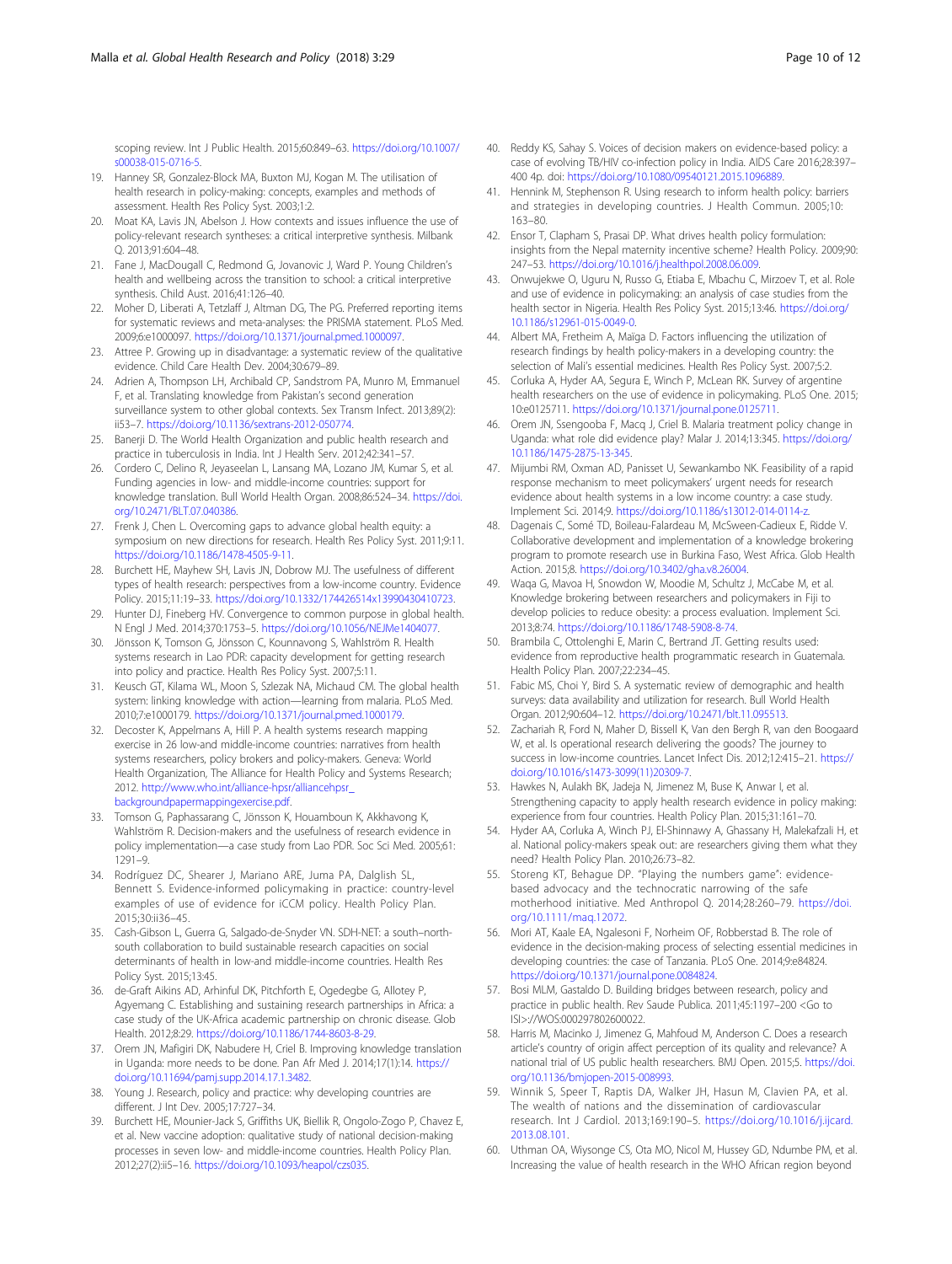scoping review. Int J Public Health. 2015;60:849–63. https://doi.org/10.1007/s00038-015-0716-5.

19. Hanney SR, Gonzalez-Block MA, Buxton MJ, Kogan M. The utilisation of health research in policy-making: concepts, examples and methods of assessment. Health Res Policy Syst. 2003;1:2.
20. Moat KA, Lavis JN, Abelson J. How contexts and issues influence the use of policy-relevant research syntheses: a critical interpretive synthesis. Milbank Q. 2013;91:604–48.
21. Fane J, MacDougall C, Redmond G, Jovanovic J, Ward P. Young Children's health and wellbeing across the transition to school: a critical interpretive synthesis. Child Aust. 2016;41:126–40.
22. Moher D, Liberati A, Tetzlaff J, Altman DG, The PG. Preferred reporting items for systematic reviews and meta-analyses: the PRISMA statement. PLoS Med. 2009;6:e1000097. https://doi.org/10.1371/journal.pmed.1000097.
23. Attree P. Growing up in disadvantage: a systematic review of the qualitative evidence. Child Care Health Dev. 2004;30:679–89.
24. Adrien A, Thompson LH, Archibald CP, Sandstrom PA, Munro M, Emmanuel F, et al. Translating knowledge from Pakistan's second generation surveillance system to other global contexts. Sex Transm Infect. 2013;89(2): ii53–7. https://doi.org/10.1136/sextrans-2012-050774.
25. Banerji D. The World Health Organization and public health research and practice in tuberculosis in India. Int J Health Serv. 2012;42:341–57.
26. Cordero C, Delino R, Jeyaseelan L, Lansang MA, Lozano JM, Kumar S, et al. Funding agencies in low- and middle-income countries: support for knowledge translation. Bull World Health Organ. 2008;86:524–34. https://doi.org/10.2471/BLT.07.040386.
27. Frenk J, Chen L. Overcoming gaps to advance global health equity: a symposium on new directions for research. Health Res Policy Syst. 2011;9:11. https://doi.org/10.1186/1478-4505-9-11.
28. Burchett HE, Mayhew SH, Lavis JN, Dobrow MJ. The usefulness of different types of health research: perspectives from a low-income country. Evidence Policy. 2015;11:19–33. https://doi.org/10.1332/174426514x13990430410723.
29. Hunter DJ, Fineberg HV. Convergence to common purpose in global health. N Engl J Med. 2014;370:1753–5. https://doi.org/10.1056/NEJMe1404077.
30. Jönsson K, Tomson G, Jönsson C, Kounnavong S, Wahlström R. Health systems research in Lao PDR: capacity development for getting research into policy and practice. Health Res Policy Syst. 2007;5:11.
31. Keusch GT, Kilama WL, Moon S, Szlezak NA, Michaud CM. The global health system: linking knowledge with action—learning from malaria. PLoS Med. 2010;7:e1000179. https://doi.org/10.1371/journal.pmed.1000179.
32. Decoster K, Appelmans A, Hill P. A health systems research mapping exercise in 26 low-and middle-income countries: narratives from health systems researchers, policy brokers and policy-makers. Geneva: World Health Organization, The Alliance for Health Policy and Systems Research; 2012. http://www.who.int/alliance-hpsr/alliancehpsr_backgroundpapermappingexercise.pdf.
33. Tomson G, Paphassarang C, Jönsson K, Houamboun K, Akkhavong K, Wahlström R. Decision-makers and the usefulness of research evidence in policy implementation—a case study from Lao PDR. Soc Sci Med. 2005;61: 1291–9.
34. Rodríguez DC, Shearer J, Mariano ARE, Juma PA, Dalglish SL, Bennett S. Evidence-informed policymaking in practice: country-level examples of use of evidence for iCCM policy. Health Policy Plan. 2015;30:ii36–45.
35. Cash-Gibson L, Guerra G, Salgado-de-Snyder VN. SDH-NET: a south–north-south collaboration to build sustainable research capacities on social determinants of health in low-and middle-income countries. Health Res Policy Syst. 2015;13:45.
36. de-Graft Aikins AD, Arhinful DK, Pitchforth E, Ogedegbe G, Allotey P, Agyemang C. Establishing and sustaining research partnerships in Africa: a case study of the UK-Africa academic partnership on chronic disease. Glob Health. 2012;8:29. https://doi.org/10.1186/1744-8603-8-29.
37. Orem JN, Mafigiri DK, Nabudere H, Criel B. Improving knowledge translation in Uganda: more needs to be done. Pan Afr Med J. 2014;17(1):14. https://doi.org/10.11694/pamj.supp.2014.17.1.3482.
38. Young J. Research, policy and practice: why developing countries are different. J Int Dev. 2005;17:727–34.
39. Burchett HE, Mounier-Jack S, Griffiths UK, Biellik R, Ongolo-Zogo P, Chavez E, et al. New vaccine adoption: qualitative study of national decision-making processes in seven low- and middle-income countries. Health Policy Plan. 2012;27(2):ii5–16. https://doi.org/10.1093/heapol/czs035.
40. Reddy KS, Sahay S. Voices of decision makers on evidence-based policy: a case of evolving TB/HIV co-infection policy in India. AIDS Care 2016;28:397–400 4p. doi: https://doi.org/10.1080/09540121.2015.1096889.
41. Hennink M, Stephenson R. Using research to inform health policy: barriers and strategies in developing countries. J Health Commun. 2005;10: 163–80.
42. Ensor T, Clapham S, Prasai DP. What drives health policy formulation: insights from the Nepal maternity incentive scheme? Health Policy. 2009;90: 247–53. https://doi.org/10.1016/j.healthpol.2008.06.009.
43. Onwujekwe O, Uguru N, Russo G, Etiaba E, Mbachu C, Mirzoev T, et al. Role and use of evidence in policymaking: an analysis of case studies from the health sector in Nigeria. Health Res Policy Syst. 2015;13:46. https://doi.org/10.1186/s12961-015-0049-0.
44. Albert MA, Fretheim A, Maïga D. Factors influencing the utilization of research findings by health policy-makers in a developing country: the selection of Mali's essential medicines. Health Res Policy Syst. 2007;5:2.
45. Corluka A, Hyder AA, Segura E, Winch P, McLean RK. Survey of argentine health researchers on the use of evidence in policymaking. PLoS One. 2015; 10:e0125711. https://doi.org/10.1371/journal.pone.0125711.
46. Orem JN, Ssengooba F, Macq J, Criel B. Malaria treatment policy change in Uganda: what role did evidence play? Malar J. 2014;13:345. https://doi.org/10.1186/1475-2875-13-345.
47. Mijumbi RM, Oxman AD, Panisset U, Sewankambo NK. Feasibility of a rapid response mechanism to meet policymakers' urgent needs for research evidence about health systems in a low income country: a case study. Implement Sci. 2014;9. https://doi.org/10.1186/s13012-014-0114-z.
48. Dagenais C, Somé TD, Boileau-Falardeau M, McSween-Cadieux E, Ridde V. Collaborative development and implementation of a knowledge brokering program to promote research use in Burkina Faso, West Africa. Glob Health Action. 2015;8. https://doi.org/10.3402/gha.v8.26004.
49. Waqa G, Mavoa H, Snowdon W, Moodie M, Schultz J, McCabe M, et al. Knowledge brokering between researchers and policymakers in Fiji to develop policies to reduce obesity: a process evaluation. Implement Sci. 2013;8:74. https://doi.org/10.1186/1748-5908-8-74.
50. Brambila C, Ottolenghi E, Marin C, Bertrand JT. Getting results used: evidence from reproductive health programmatic research in Guatemala. Health Policy Plan. 2007;22:234–45.
51. Fabic MS, Choi Y, Bird S. A systematic review of demographic and health surveys: data availability and utilization for research. Bull World Health Organ. 2012;90:604–12. https://doi.org/10.2471/blt.11.095513.
52. Zachariah R, Ford N, Maher D, Bissell K, Van den Bergh R, van den Boogaard W, et al. Is operational research delivering the goods? The journey to success in low-income countries. Lancet Infect Dis. 2012;12:415–21. https://doi.org/10.1016/s1473-3099(11)20309-7.
53. Hawkes N, Aulakh BK, Jadeja N, Jimenez M, Buse K, Anwar I, et al. Strengthening capacity to apply health research evidence in policy making: experience from four countries. Health Policy Plan. 2015;31:161–70.
54. Hyder AA, Corluka A, Winch PJ, El-Shinnawy A, Ghassany H, Malekafzali H, et al. National policy-makers speak out: are researchers giving them what they need? Health Policy Plan. 2010;26:73–82.
55. Storeng KT, Behague DP. "Playing the numbers game": evidence-based advocacy and the technocratic narrowing of the safe motherhood initiative. Med Anthropol Q. 2014;28:260–79. https://doi.org/10.1111/maq.12072.
56. Mori AT, Kaale EA, Ngalesoni F, Norheim OF, Robberstad B. The role of evidence in the decision-making process of selecting essential medicines in developing countries: the case of Tanzania. PLoS One. 2014;9:e84824. https://doi.org/10.1371/journal.pone.0084824.
57. Bosi MLM, Gastaldo D. Building bridges between research, policy and practice in public health. Rev Saude Publica. 2011;45:1197–200 <Go to ISI>://WOS:000297802600022.
58. Harris M, Macinko J, Jimenez G, Mahfoud M, Anderson C. Does a research article's country of origin affect perception of its quality and relevance? A national trial of US public health researchers. BMJ Open. 2015;5. https://doi.org/10.1136/bmjopen-2015-008993.
59. Winnik S, Speer T, Raptis DA, Walker JH, Hasun M, Clavien PA, et al. The wealth of nations and the dissemination of cardiovascular research. Int J Cardiol. 2013;169:190–5. https://doi.org/10.1016/j.ijcard.2013.08.101.
60. Uthman OA, Wiysonge CS, Ota MO, Nicol M, Hussey GD, Ndumbe PM, et al. Increasing the value of health research in the WHO African region beyond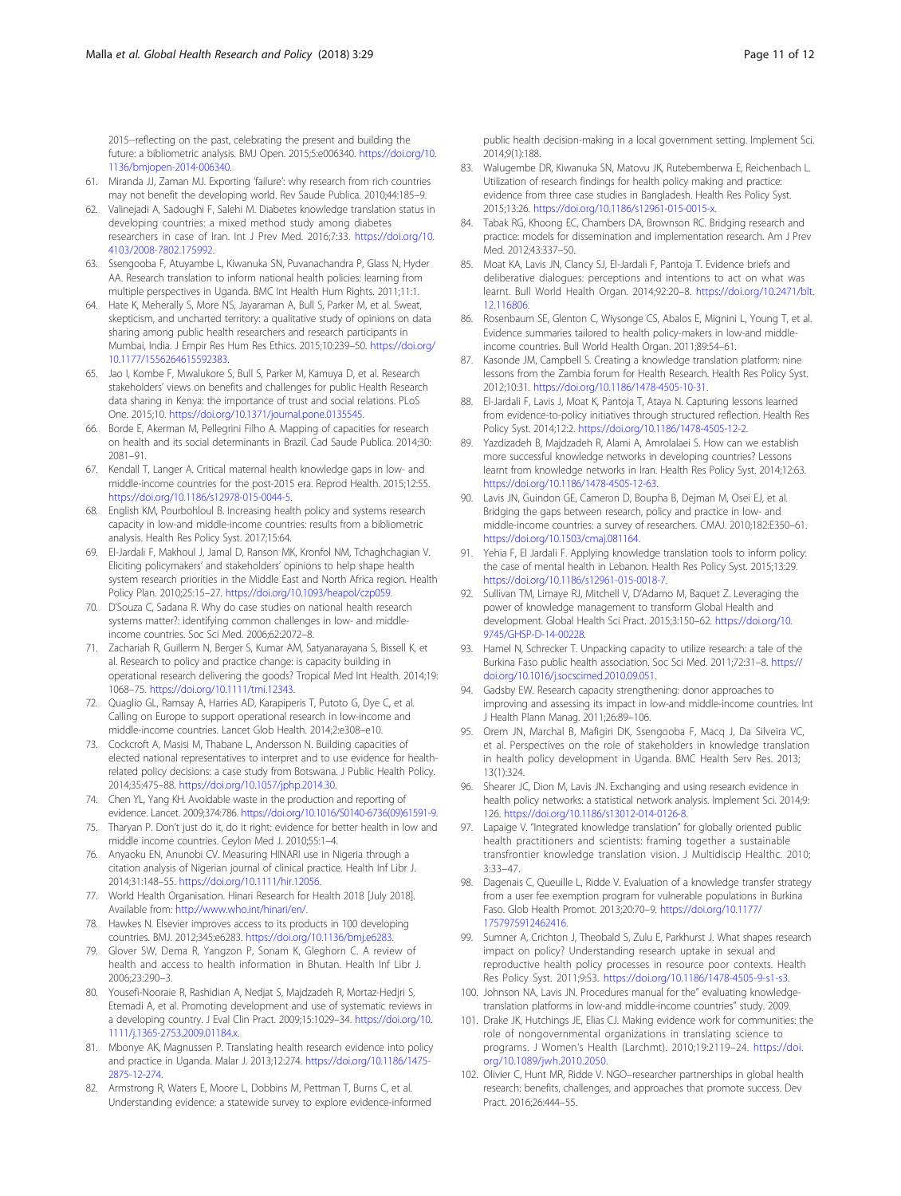2015--reflecting on the past, celebrating the present and building the future: a bibliometric analysis. BMJ Open. 2015;5:e006340. https://doi.org/10.1136/bmjopen-2014-006340.

61. Miranda JJ, Zaman MJ. Exporting 'failure': why research from rich countries may not benefit the developing world. Rev Saude Publica. 2010;44:185–9.
62. Valinejadi A, Sadoughi F, Salehi M. Diabetes knowledge translation status in developing countries: a mixed method study among diabetes researchers in case of Iran. Int J Prev Med. 2016;7:33. https://doi.org/10.4103/2008-7802.175992.
63. Ssengooba F, Atuyambe L, Kiwanuka SN, Puvanachandra P, Glass N, Hyder AA. Research translation to inform national health policies: learning from multiple perspectives in Uganda. BMC Int Health Hum Rights. 2011;11:1.
64. Hate K, Meherally S, More NS, Jayaraman A, Bull S, Parker M, et al. Sweat, skepticism, and uncharted territory: a qualitative study of opinions on data sharing among public health researchers and research participants in Mumbai, India. J Empir Res Hum Res Ethics. 2015;10:239–50. https://doi.org/10.1177/1556264615592383.
65. Jao I, Kombe F, Mwalukore S, Bull S, Parker M, Kamuya D, et al. Research stakeholders' views on benefits and challenges for public Health Research data sharing in Kenya: the importance of trust and social relations. PLoS One. 2015;10. https://doi.org/10.1371/journal.pone.0135545.
66. Borde E, Akerman M, Pellegrini Filho A. Mapping of capacities for research on health and its social determinants in Brazil. Cad Saude Publica. 2014;30:2081–91.
67. Kendall T, Langer A. Critical maternal health knowledge gaps in low- and middle-income countries for the post-2015 era. Reprod Health. 2015;12:55. https://doi.org/10.1186/s12978-015-0044-5.
68. English KM, Pourbohloul B. Increasing health policy and systems research capacity in low-and middle-income countries: results from a bibliometric analysis. Health Res Policy Syst. 2017;15:64.
69. El-Jardali F, Makhoul J, Jamal D, Ranson MK, Kronfol NM, Tchaghchagian V. Eliciting policymakers' and stakeholders' opinions to help shape health system research priorities in the Middle East and North Africa region. Health Policy Plan. 2010;25:15–27. https://doi.org/10.1093/heapol/czp059.
70. D'Souza C, Sadana R. Why do case studies on national health research systems matter?: identifying common challenges in low- and middle-income countries. Soc Sci Med. 2006;62:2072–8.
71. Zachariah R, Guillerm N, Berger S, Kumar AM, Satyanarayana S, Bissell K, et al. Research to policy and practice change: is capacity building in operational research delivering the goods? Tropical Med Int Health. 2014;19:1068–75. https://doi.org/10.1111/tmi.12343.
72. Quaglio GL, Ramsay A, Harries AD, Karapiperis T, Putoto G, Dye C, et al. Calling on Europe to support operational research in low-income and middle-income countries. Lancet Glob Health. 2014;2:e308–e10.
73. Cockcroft A, Masisi M, Thabane L, Andersson N. Building capacities of elected national representatives to interpret and to use evidence for health-related policy decisions: a case study from Botswana. J Public Health Policy. 2014;35:475–88. https://doi.org/10.1057/jphp.2014.30.
74. Chen YL, Yang KH. Avoidable waste in the production and reporting of evidence. Lancet. 2009;374:786. https://doi.org/10.1016/S0140-6736(09)61591-9.
75. Tharyan P. Don't just do it, do it right: evidence for better health in low and middle income countries. Ceylon Med J. 2010;55:1–4.
76. Anyaoku EN, Anunobi CV. Measuring HINARI use in Nigeria through a citation analysis of Nigerian journal of clinical practice. Health Inf Libr J. 2014;31:148–55. https://doi.org/10.1111/hir.12056.
77. World Health Organisation. Hinari Research for Health 2018 [July 2018]. Available from: http://www.who.int/hinari/en/.
78. Hawkes N. Elsevier improves access to its products in 100 developing countries. BMJ. 2012;345:e6283. https://doi.org/10.1136/bmj.e6283.
79. Glover SW, Dema R, Yangzon P, Sonam K, Gleghorn C. A review of health and access to health information in Bhutan. Health Inf Libr J. 2006;23:290–3.
80. Yousefi-Nooraie R, Rashidian A, Nedjat S, Majdzadeh R, Mortaz-Hedjri S, Etemadi A, et al. Promoting development and use of systematic reviews in a developing country. J Eval Clin Pract. 2009;15:1029–34. https://doi.org/10.1111/j.1365-2753.2009.01184.x.
81. Mbonye AK, Magnussen P. Translating health research evidence into policy and practice in Uganda. Malar J. 2013;12:274. https://doi.org/10.1186/1475-2875-12-274.
82. Armstrong R, Waters E, Moore L, Dobbins M, Pettman T, Burns C, et al. Understanding evidence: a statewide survey to explore evidence-informed public health decision-making in a local government setting. Implement Sci. 2014;9(1):188.
83. Walugembe DR, Kiwanuka SN, Matovu JK, Rutebemberwa E, Reichenbach L. Utilization of research findings for health policy making and practice: evidence from three case studies in Bangladesh. Health Res Policy Syst. 2015;13:26. https://doi.org/10.1186/s12961-015-0015-x.
84. Tabak RG, Khoong EC, Chambers DA, Brownson RC. Bridging research and practice: models for dissemination and implementation research. Am J Prev Med. 2012;43:337–50.
85. Moat KA, Lavis JN, Clancy SJ, El-Jardali F, Pantoja T. Evidence briefs and deliberative dialogues: perceptions and intentions to act on what was learnt. Bull World Health Organ. 2014;92:20–8. https://doi.org/10.2471/blt.12.116806.
86. Rosenbaum SE, Glenton C, Wiysonge CS, Abalos E, Mignini L, Young T, et al. Evidence summaries tailored to health policy-makers in low-and middle-income countries. Bull World Health Organ. 2011;89:54–61.
87. Kasonde JM, Campbell S. Creating a knowledge translation platform: nine lessons from the Zambia forum for Health Research. Health Res Policy Syst. 2012;10:31. https://doi.org/10.1186/1478-4505-10-31.
88. El-Jardali F, Lavis J, Moat K, Pantoja T, Ataya N. Capturing lessons learned from evidence-to-policy initiatives through structured reflection. Health Res Policy Syst. 2014;12:2. https://doi.org/10.1186/1478-4505-12-2.
89. Yazdizadeh B, Majdzadeh R, Alami A, Amrolalaei S. How can we establish more successful knowledge networks in developing countries? Lessons learnt from knowledge networks in Iran. Health Res Policy Syst. 2014;12:63. https://doi.org/10.1186/1478-4505-12-63.
90. Lavis JN, Guindon GE, Cameron D, Boupha B, Dejman M, Osei EJ, et al. Bridging the gaps between research, policy and practice in low- and middle-income countries: a survey of researchers. CMAJ. 2010;182:E350–61. https://doi.org/10.1503/cmaj.081164.
91. Yehia F, El Jardali F. Applying knowledge translation tools to inform policy: the case of mental health in Lebanon. Health Res Policy Syst. 2015;13:29. https://doi.org/10.1186/s12961-015-0018-7.
92. Sullivan TM, Limaye RJ, Mitchell V, D'Adamo M, Baquet Z. Leveraging the power of knowledge management to transform Global Health and development. Global Health Sci Pract. 2015;3:150–62. https://doi.org/10.9745/GHSP-D-14-00228.
93. Hamel N, Schrecker T. Unpacking capacity to utilize research: a tale of the Burkina Faso public health association. Soc Sci Med. 2011;72:31–8. https://doi.org/10.1016/j.socscimed.2010.09.051.
94. Gadsby EW. Research capacity strengthening: donor approaches to improving and assessing its impact in low-and middle-income countries. Int J Health Plann Manag. 2011;26:89–106.
95. Orem JN, Marchal B, Mafigiri DK, Ssengooba F, Macq J, Da Silveira VC, et al. Perspectives on the role of stakeholders in knowledge translation in health policy development in Uganda. BMC Health Serv Res. 2013;13(1):324.
96. Shearer JC, Dion M, Lavis JN. Exchanging and using research evidence in health policy networks: a statistical network analysis. Implement Sci. 2014;9:126. https://doi.org/10.1186/s13012-014-0126-8.
97. Lapaige V. "Integrated knowledge translation" for globally oriented public health practitioners and scientists: framing together a sustainable transfrontier knowledge translation vision. J Multidiscip Healthc. 2010;3:33–47.
98. Dagenais C, Queuille L, Ridde V. Evaluation of a knowledge transfer strategy from a user fee exemption program for vulnerable populations in Burkina Faso. Glob Health Promot. 2013;20:70–9. https://doi.org/10.1177/1757975912462416.
99. Sumner A, Crichton J, Theobald S, Zulu E, Parkhurst J. What shapes research impact on policy? Understanding research uptake in sexual and reproductive health policy processes in resource poor contexts. Health Res Policy Syst. 2011;9:S3. https://doi.org/10.1186/1478-4505-9-s1-s3.
100. Johnson NA, Lavis JN. Procedures manual for the" evaluating knowledge-translation platforms in low-and middle-income countries" study. 2009.
101. Drake JK, Hutchings JE, Elias CJ. Making evidence work for communities: the role of nongovernmental organizations in translating science to programs. J Women's Health (Larchmt). 2010;19:2119–24. https://doi.org/10.1089/jwh.2010.2050.
102. Olivier C, Hunt MR, Ridde V. NGO–researcher partnerships in global health research: benefits, challenges, and approaches that promote success. Dev Pract. 2016;26:444–55.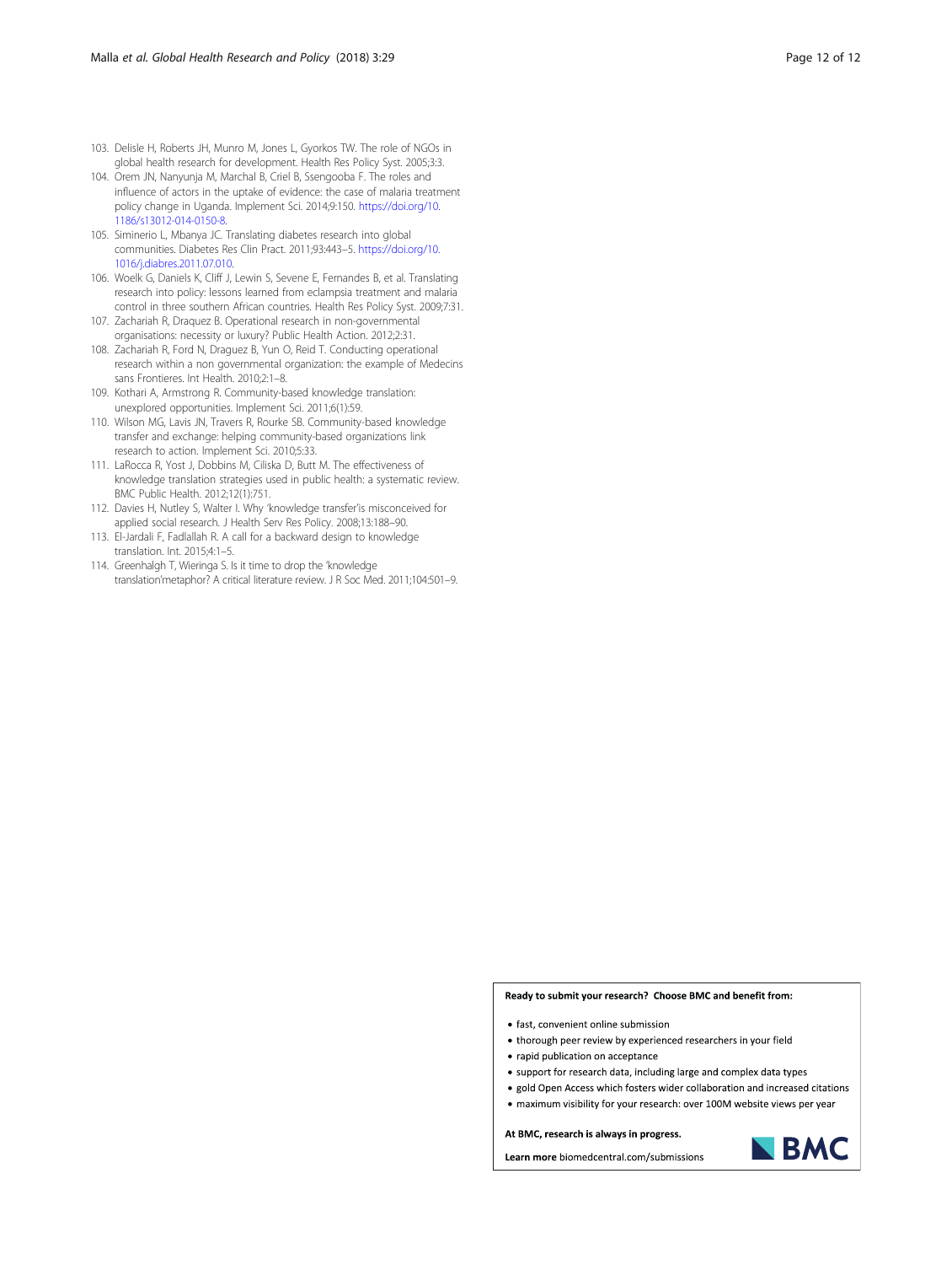103. Delisle H, Roberts JH, Munro M, Jones L, Gyorkos TW. The role of NGOs in global health research for development. Health Res Policy Syst. 2005;3:3.
104. Orem JN, Nanyunja M, Marchal B, Criel B, Ssengooba F. The roles and influence of actors in the uptake of evidence: the case of malaria treatment policy change in Uganda. Implement Sci. 2014;9:150. https://doi.org/10.1186/s13012-014-0150-8.
105. Siminerio L, Mbanya JC. Translating diabetes research into global communities. Diabetes Res Clin Pract. 2011;93:443–5. https://doi.org/10.1016/j.diabres.2011.07.010.
106. Woelk G, Daniels K, Cliff J, Lewin S, Sevene E, Fernandes B, et al. Translating research into policy: lessons learned from eclampsia treatment and malaria control in three southern African countries. Health Res Policy Syst. 2009;7:31.
107. Zachariah R, Draquez B. Operational research in non-governmental organisations: necessity or luxury? Public Health Action. 2012;2:31.
108. Zachariah R, Ford N, Draguez B, Yun O, Reid T. Conducting operational research within a non governmental organization: the example of Medecins sans Frontieres. Int Health. 2010;2:1–8.
109. Kothari A, Armstrong R. Community-based knowledge translation: unexplored opportunities. Implement Sci. 2011;6(1):59.
110. Wilson MG, Lavis JN, Travers R, Rourke SB. Community-based knowledge transfer and exchange: helping community-based organizations link research to action. Implement Sci. 2010;5:33.
111. LaRocca R, Yost J, Dobbins M, Ciliska D, Butt M. The effectiveness of knowledge translation strategies used in public health: a systematic review. BMC Public Health. 2012;12(1):751.
112. Davies H, Nutley S, Walter I. Why 'knowledge transfer'is misconceived for applied social research. J Health Serv Res Policy. 2008;13:188–90.
113. El-Jardali F, Fadlallah R. A call for a backward design to knowledge translation. Int. 2015;4:1–5.
114. Greenhalgh T, Wieringa S. Is it time to drop the 'knowledge translation'metaphor? A critical literature review. J R Soc Med. 2011;104:501–9.